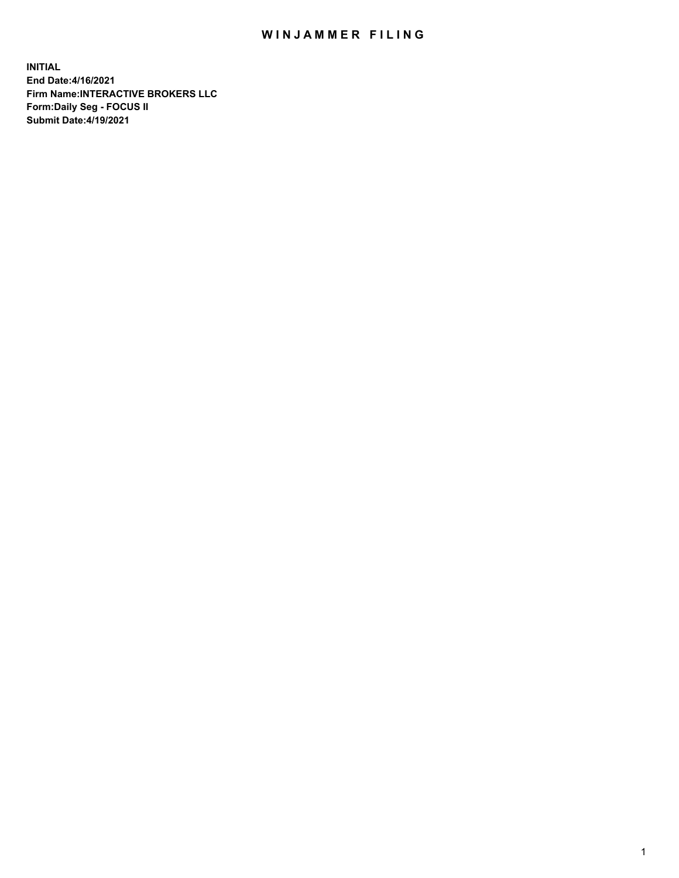# WINJAMMER FILING

**INITIAL**
**End Date:4/16/2021**
**Firm Name:INTERACTIVE BROKERS LLC**
**Form:Daily Seg - FOCUS II**
**Submit Date:4/19/2021**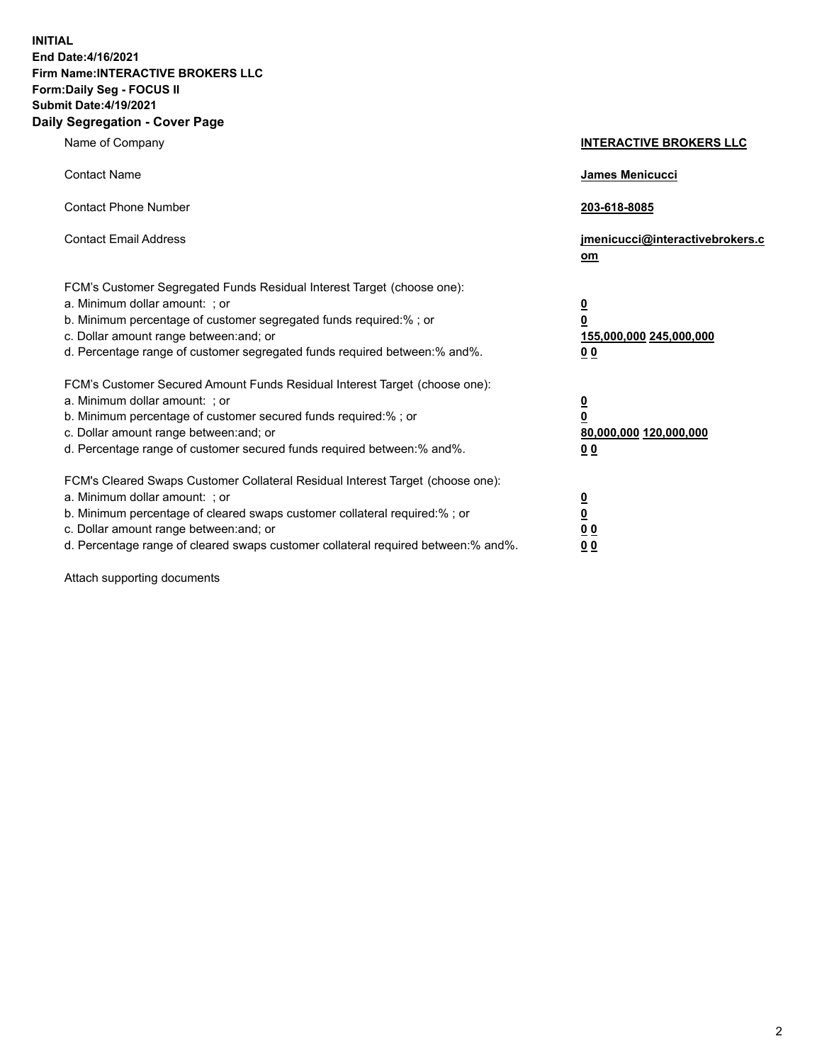**INITIAL**
**End Date:4/16/2021**
**Firm Name:INTERACTIVE BROKERS LLC**
**Form:Daily Seg - FOCUS II**
**Submit Date:4/19/2021**

## Daily Segregation - Cover Page

| | |
|---|---|
| Name of Company | **INTERACTIVE BROKERS LLC** |
| Contact Name | **James Menicucci** |
| Contact Phone Number | **203-618-8085** |
| Contact Email Address | **jmenicucci@interactivebrokers.com** |

FCM's Customer Segregated Funds Residual Interest Target (choose one):

| | |
|---|---|
| a. Minimum dollar amount: ; or | **0** |
| b. Minimum percentage of customer segregated funds required:% ; or | **0** |
| c. Dollar amount range between:and; or | **155,000,000 245,000,000** |
| d. Percentage range of customer segregated funds required between:% and%. | **0 0** |

FCM's Customer Secured Amount Funds Residual Interest Target (choose one):

| | |
|---|---|
| a. Minimum dollar amount: ; or | **0** |
| b. Minimum percentage of customer secured funds required:% ; or | **0** |
| c. Dollar amount range between:and; or | **80,000,000 120,000,000** |
| d. Percentage range of customer secured funds required between:% and%. | **0 0** |

FCM's Cleared Swaps Customer Collateral Residual Interest Target (choose one):

| | |
|---|---|
| a. Minimum dollar amount: ; or | **0** |
| b. Minimum percentage of cleared swaps customer collateral required:% ; or | **0** |
| c. Dollar amount range between:and; or | **0 0** |
| d. Percentage range of cleared swaps customer collateral required between:% and%. | **0 0** |

Attach supporting documents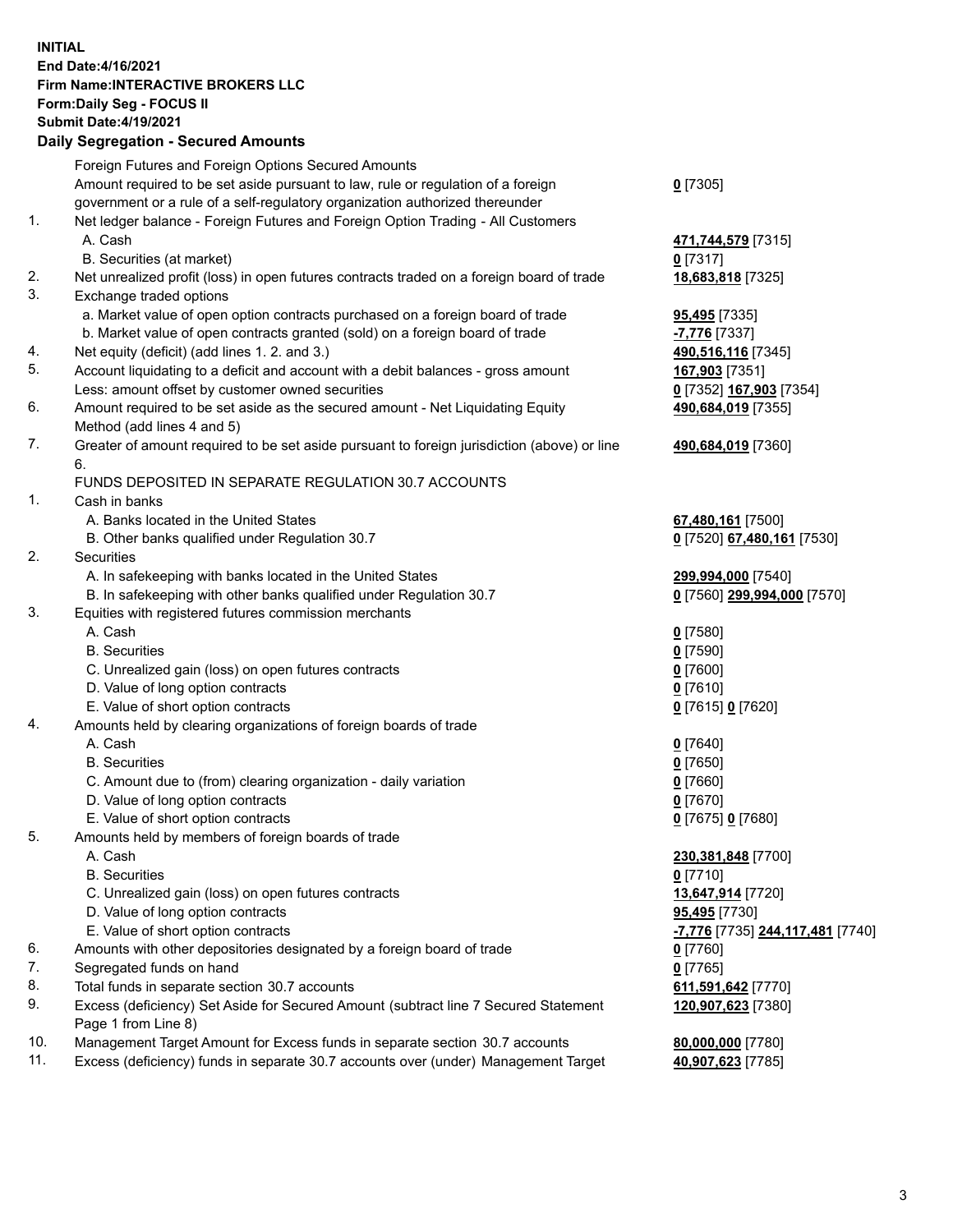**INITIAL**
**End Date:4/16/2021**
**Firm Name:INTERACTIVE BROKERS LLC**
**Form:Daily Seg - FOCUS II**
**Submit Date:4/19/2021**

**Daily Segregation - Secured Amounts**

| | | |
|---|---|---|
| | Foreign Futures and Foreign Options Secured Amounts | |
| | Amount required to be set aside pursuant to law, rule or regulation of a foreign government or a rule of a self-regulatory organization authorized thereunder | **0** [7305] |
| 1. | Net ledger balance - Foreign Futures and Foreign Option Trading - All Customers | |
| | A. Cash | **471,744,579** [7315] |
| | B. Securities (at market) | **0** [7317] |
| 2. | Net unrealized profit (loss) in open futures contracts traded on a foreign board of trade | **18,683,818** [7325] |
| 3. | Exchange traded options | |
| | a. Market value of open option contracts purchased on a foreign board of trade | **95,495** [7335] |
| | b. Market value of open contracts granted (sold) on a foreign board of trade | **-7,776** [7337] |
| 4. | Net equity (deficit) (add lines 1. 2. and 3.) | **490,516,116** [7345] |
| 5. | Account liquidating to a deficit and account with a debit balances - gross amount | **167,903** [7351] |
| | Less: amount offset by customer owned securities | **0** [7352] **167,903** [7354] |
| 6. | Amount required to be set aside as the secured amount - Net Liquidating Equity Method (add lines 4 and 5) | **490,684,019** [7355] |
| 7. | Greater of amount required to be set aside pursuant to foreign jurisdiction (above) or line 6. | **490,684,019** [7360] |
| | FUNDS DEPOSITED IN SEPARATE REGULATION 30.7 ACCOUNTS | |
| 1. | Cash in banks | |
| | A. Banks located in the United States | **67,480,161** [7500] |
| | B. Other banks qualified under Regulation 30.7 | **0** [7520] **67,480,161** [7530] |
| 2. | Securities | |
| | A. In safekeeping with banks located in the United States | **299,994,000** [7540] |
| | B. In safekeeping with other banks qualified under Regulation 30.7 | **0** [7560] **299,994,000** [7570] |
| 3. | Equities with registered futures commission merchants | |
| | A. Cash | **0** [7580] |
| | B. Securities | **0** [7590] |
| | C. Unrealized gain (loss) on open futures contracts | **0** [7600] |
| | D. Value of long option contracts | **0** [7610] |
| | E. Value of short option contracts | **0** [7615] **0** [7620] |
| 4. | Amounts held by clearing organizations of foreign boards of trade | |
| | A. Cash | **0** [7640] |
| | B. Securities | **0** [7650] |
| | C. Amount due to (from) clearing organization - daily variation | **0** [7660] |
| | D. Value of long option contracts | **0** [7670] |
| | E. Value of short option contracts | **0** [7675] **0** [7680] |
| 5. | Amounts held by members of foreign boards of trade | |
| | A. Cash | **230,381,848** [7700] |
| | B. Securities | **0** [7710] |
| | C. Unrealized gain (loss) on open futures contracts | **13,647,914** [7720] |
| | D. Value of long option contracts | **95,495** [7730] |
| | E. Value of short option contracts | **-7,776** [7735] **244,117,481** [7740] |
| 6. | Amounts with other depositories designated by a foreign board of trade | **0** [7760] |
| 7. | Segregated funds on hand | **0** [7765] |
| 8. | Total funds in separate section 30.7 accounts | **611,591,642** [7770] |
| 9. | Excess (deficiency) Set Aside for Secured Amount (subtract line 7 Secured Statement Page 1 from Line 8) | **120,907,623** [7380] |
| 10. | Management Target Amount for Excess funds in separate section 30.7 accounts | **80,000,000** [7780] |
| 11. | Excess (deficiency) funds in separate 30.7 accounts over (under) Management Target | **40,907,623** [7785] |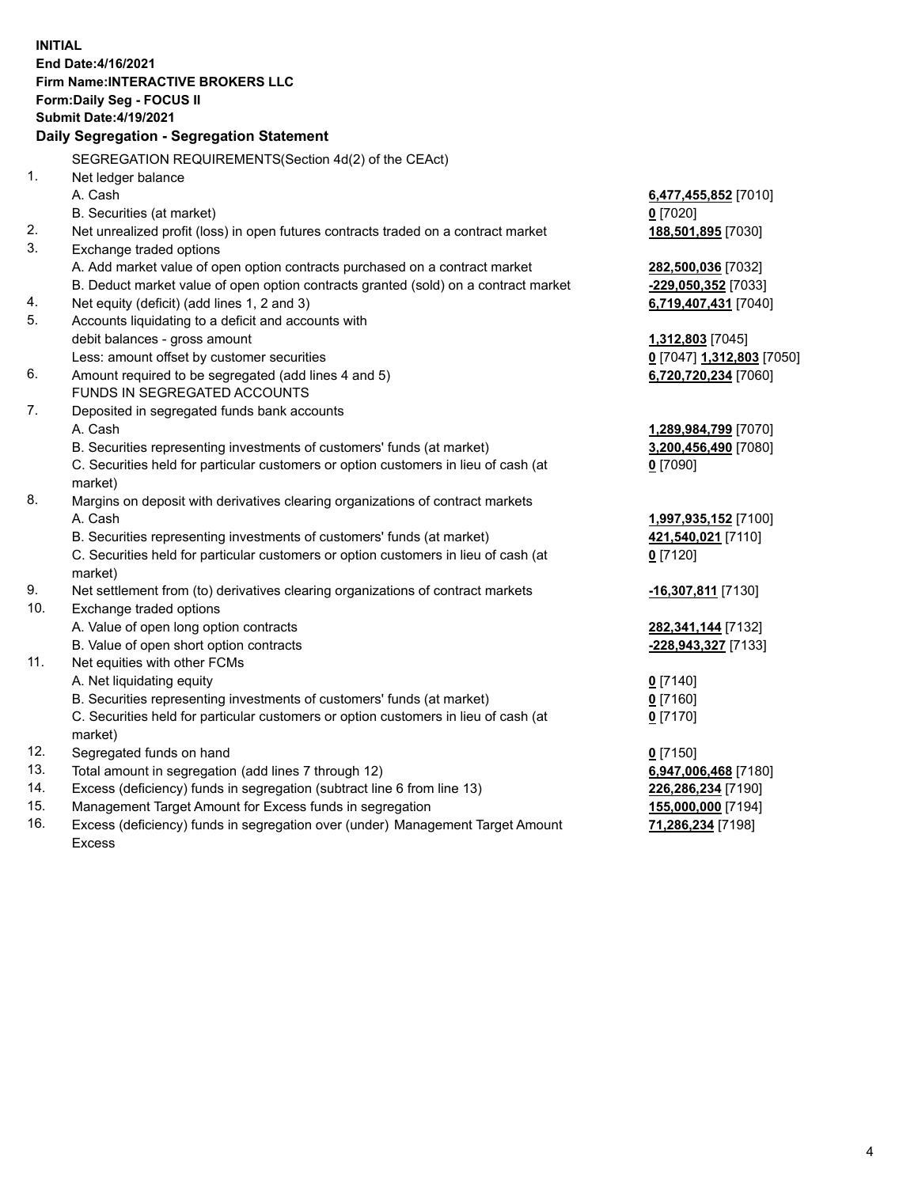**INITIAL**
**End Date:4/16/2021**
**Firm Name:INTERACTIVE BROKERS LLC**
**Form:Daily Seg - FOCUS II**
**Submit Date:4/19/2021**

**Daily Segregation - Segregation Statement**

SEGREGATION REQUIREMENTS(Section 4d(2) of the CEAct)

| | | |
|---|---|---|
| 1. | Net ledger balance | |
| | A. Cash | **6,477,455,852** [7010] |
| | B. Securities (at market) | **0** [7020] |
| 2. | Net unrealized profit (loss) in open futures contracts traded on a contract market | **188,501,895** [7030] |
| 3. | Exchange traded options | |
| | A. Add market value of open option contracts purchased on a contract market | **282,500,036** [7032] |
| | B. Deduct market value of open option contracts granted (sold) on a contract market | **-229,050,352** [7033] |
| 4. | Net equity (deficit) (add lines 1, 2 and 3) | **6,719,407,431** [7040] |
| 5. | Accounts liquidating to a deficit and accounts with debit balances - gross amount | **1,312,803** [7045] |
| | Less: amount offset by customer securities | **0** [7047] **1,312,803** [7050] |
| 6. | Amount required to be segregated (add lines 4 and 5) | **6,720,720,234** [7060] |
| | FUNDS IN SEGREGATED ACCOUNTS | |
| 7. | Deposited in segregated funds bank accounts | |
| | A. Cash | **1,289,984,799** [7070] |
| | B. Securities representing investments of customers' funds (at market) | **3,200,456,490** [7080] |
| | C. Securities held for particular customers or option customers in lieu of cash (at market) | **0** [7090] |
| 8. | Margins on deposit with derivatives clearing organizations of contract markets | |
| | A. Cash | **1,997,935,152** [7100] |
| | B. Securities representing investments of customers' funds (at market) | **421,540,021** [7110] |
| | C. Securities held for particular customers or option customers in lieu of cash (at market) | **0** [7120] |
| 9. | Net settlement from (to) derivatives clearing organizations of contract markets | **-16,307,811** [7130] |
| 10. | Exchange traded options | |
| | A. Value of open long option contracts | **282,341,144** [7132] |
| | B. Value of open short option contracts | **-228,943,327** [7133] |
| 11. | Net equities with other FCMs | |
| | A. Net liquidating equity | **0** [7140] |
| | B. Securities representing investments of customers' funds (at market) | **0** [7160] |
| | C. Securities held for particular customers or option customers in lieu of cash (at market) | **0** [7170] |
| 12. | Segregated funds on hand | **0** [7150] |
| 13. | Total amount in segregation (add lines 7 through 12) | **6,947,006,468** [7180] |
| 14. | Excess (deficiency) funds in segregation (subtract line 6 from line 13) | **226,286,234** [7190] |
| 15. | Management Target Amount for Excess funds in segregation | **155,000,000** [7194] |
| 16. | Excess (deficiency) funds in segregation over (under) Management Target Amount Excess | **71,286,234** [7198] |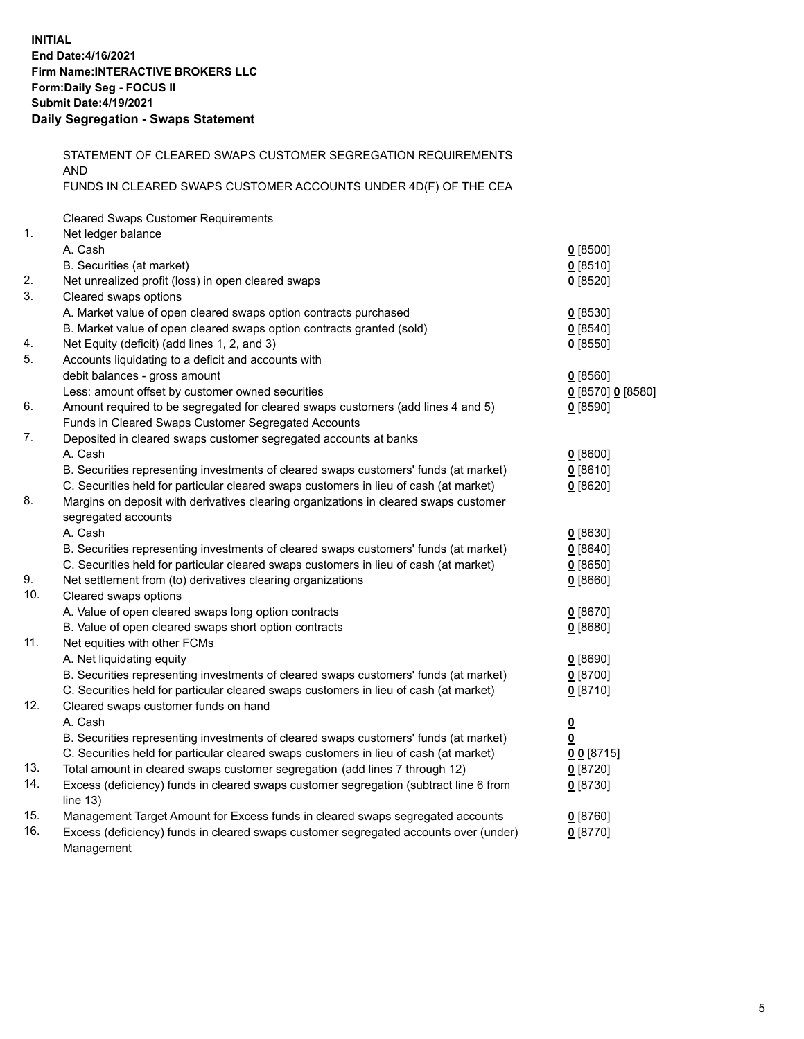**INITIAL**
**End Date:4/16/2021**
**Firm Name:INTERACTIVE BROKERS LLC**
**Form:Daily Seg - FOCUS II**
**Submit Date:4/19/2021**
**Daily Segregation - Swaps Statement**

STATEMENT OF CLEARED SWAPS CUSTOMER SEGREGATION REQUIREMENTS AND FUNDS IN CLEARED SWAPS CUSTOMER ACCOUNTS UNDER 4D(F) OF THE CEA

| | | |
|---|---|---|
| | Cleared Swaps Customer Requirements | |
| 1. | Net ledger balance | |
| | A. Cash | 0 [8500] |
| | B. Securities (at market) | 0 [8510] |
| 2. | Net unrealized profit (loss) in open cleared swaps | 0 [8520] |
| 3. | Cleared swaps options | |
| | A. Market value of open cleared swaps option contracts purchased | 0 [8530] |
| | B. Market value of open cleared swaps option contracts granted (sold) | 0 [8540] |
| 4. | Net Equity (deficit) (add lines 1, 2, and 3) | 0 [8550] |
| 5. | Accounts liquidating to a deficit and accounts with | |
| | debit balances - gross amount | 0 [8560] |
| | Less: amount offset by customer owned securities | 0 [8570] 0 [8580] |
| 6. | Amount required to be segregated for cleared swaps customers (add lines 4 and 5) | 0 [8590] |
| | Funds in Cleared Swaps Customer Segregated Accounts | |
| 7. | Deposited in cleared swaps customer segregated accounts at banks | |
| | A. Cash | 0 [8600] |
| | B. Securities representing investments of cleared swaps customers' funds (at market) | 0 [8610] |
| | C. Securities held for particular cleared swaps customers in lieu of cash (at market) | 0 [8620] |
| 8. | Margins on deposit with derivatives clearing organizations in cleared swaps customer segregated accounts | |
| | A. Cash | 0 [8630] |
| | B. Securities representing investments of cleared swaps customers' funds (at market) | 0 [8640] |
| | C. Securities held for particular cleared swaps customers in lieu of cash (at market) | 0 [8650] |
| 9. | Net settlement from (to) derivatives clearing organizations | 0 [8660] |
| 10. | Cleared swaps options | |
| | A. Value of open cleared swaps long option contracts | 0 [8670] |
| | B. Value of open cleared swaps short option contracts | 0 [8680] |
| 11. | Net equities with other FCMs | |
| | A. Net liquidating equity | 0 [8690] |
| | B. Securities representing investments of cleared swaps customers' funds (at market) | 0 [8700] |
| | C. Securities held for particular cleared swaps customers in lieu of cash (at market) | 0 [8710] |
| 12. | Cleared swaps customer funds on hand | |
| | A. Cash | 0 |
| | B. Securities representing investments of cleared swaps customers' funds (at market) | 0 |
| | C. Securities held for particular cleared swaps customers in lieu of cash (at market) | 0 0 [8715] |
| 13. | Total amount in cleared swaps customer segregation (add lines 7 through 12) | 0 [8720] |
| 14. | Excess (deficiency) funds in cleared swaps customer segregation (subtract line 6 from line 13) | 0 [8730] |
| 15. | Management Target Amount for Excess funds in cleared swaps segregated accounts | 0 [8760] |
| 16. | Excess (deficiency) funds in cleared swaps customer segregated accounts over (under) Management | 0 [8770] |